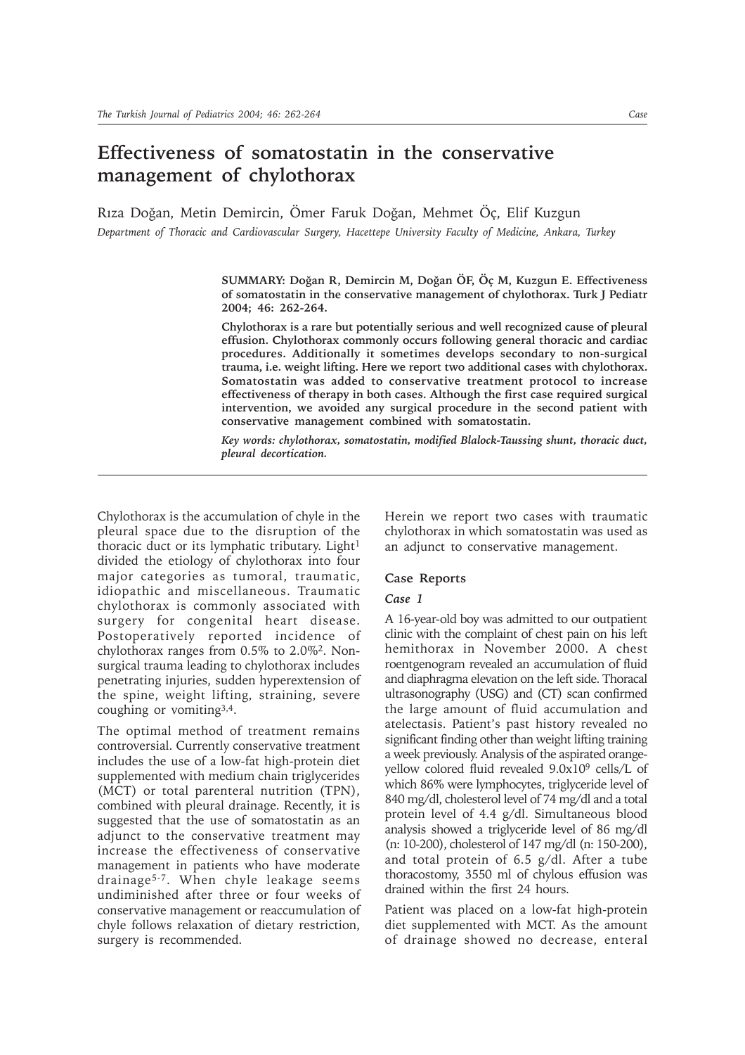# Effectiveness of somatostatin in the conservative management of chylothorax

Rıza Doğan, Metin Demircin, Ömer Faruk Doğan, Mehmet Öç, Elif Kuzgun

*Department of Thoracic and Cardiovascular Surgery, Hacettepe University Faculty of Medicine, Ankara, Turkey*

**SUMMARY: Doğan R, Demircin M, Doğan ÖF, Öç M, Kuzgun E. Effectiveness of somatostatin in the conservative management of chylothorax. Turk J Pediatr 2004; 46: 262-264.**

**Chylothorax is a rare but potentially serious and well recognized cause of pleural effusion. Chylothorax commonly occurs following general thoracic and cardiac procedures. Additionally it sometimes develops secondary to non-surgical trauma, i.e. weight lifting. Here we report two additional cases with chylothorax. Somatostatin was added to conservative treatment protocol to increase effectiveness of therapy in both cases. Although the first case required surgical intervention, we avoided any surgical procedure in the second patient with conservative management combined with somatostatin.**

***Key words: chylothorax, somatostatin, modified Blalock-Taussing shunt, thoracic duct, pleural decortication.***

Chylothorax is the accumulation of chyle in the pleural space due to the disruption of the thoracic duct or its lymphatic tributary. Light[1] divided the etiology of chylothorax into four major categories as tumoral, traumatic, idiopathic and miscellaneous. Traumatic chylothorax is commonly associated with surgery for congenital heart disease. Postoperatively reported incidence of chylothorax ranges from 0.5% to 2.0%[2]. Non-surgical trauma leading to chylothorax includes penetrating injuries, sudden hyperextension of the spine, weight lifting, straining, severe coughing or vomiting[3,4].

The optimal method of treatment remains controversial. Currently conservative treatment includes the use of a low-fat high-protein diet supplemented with medium chain triglycerides (MCT) or total parenteral nutrition (TPN), combined with pleural drainage. Recently, it is suggested that the use of somatostatin as an adjunct to the conservative treatment may increase the effectiveness of conservative management in patients who have moderate drainage[5-7]. When chyle leakage seems undiminished after three or four weeks of conservative management or reaccumulation of chyle follows relaxation of dietary restriction, surgery is recommended.

Herein we report two cases with traumatic chylothorax in which somatostatin was used as an adjunct to conservative management.

## Case Reports

### Case 1

A 16-year-old boy was admitted to our outpatient clinic with the complaint of chest pain on his left hemithorax in November 2000. A chest roentgenogram revealed an accumulation of fluid and diaphragma elevation on the left side. Thoracal ultrasonography (USG) and (CT) scan confirmed the large amount of fluid accumulation and atelectasis. Patient's past history revealed no significant finding other than weight lifting training a week previously. Analysis of the aspirated orange-yellow colored fluid revealed $9.0 \times 10^9$ cells/L of which 86% were lymphocytes, triglyceride level of 840 mg/dl, cholesterol level of 74 mg/dl and a total protein level of 4.4 g/dl. Simultaneous blood analysis showed a triglyceride level of 86 mg/dl (n: 10-200), cholesterol of 147 mg/dl (n: 150-200), and total protein of 6.5 g/dl. After a tube thoracostomy, 3550 ml of chylous effusion was drained within the first 24 hours.

Patient was placed on a low-fat high-protein diet supplemented with MCT. As the amount of drainage showed no decrease, enteral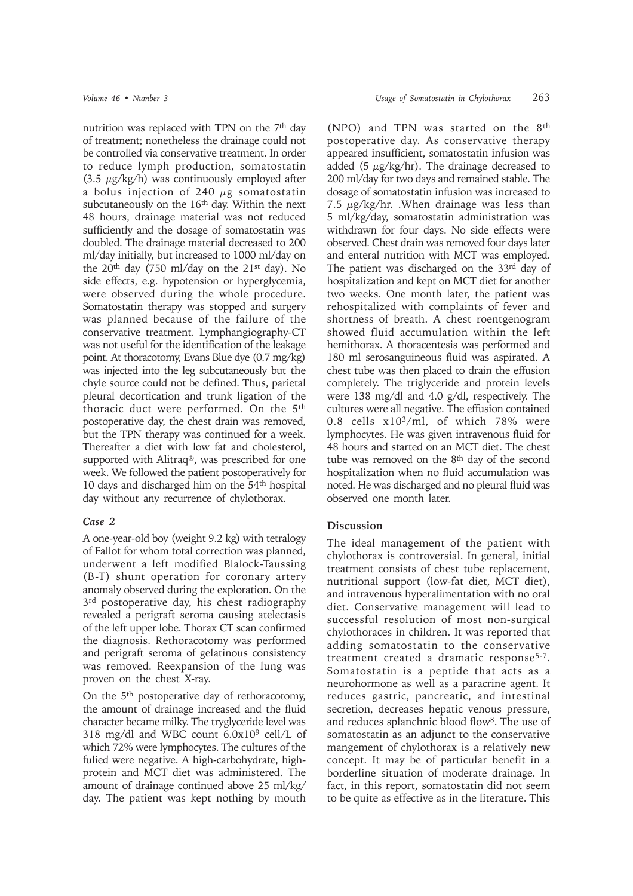nutrition was replaced with TPN on the 7th day of treatment; nonetheless the drainage could not be controlled via conservative treatment. In order to reduce lymph production, somatostatin (3.5 $\mu$g/kg/h) was continuously employed after a bolus injection of 240 $\mu$g somatostatin subcutaneously on the 16th day. Within the next 48 hours, drainage material was not reduced sufficiently and the dosage of somatostatin was doubled. The drainage material decreased to 200 ml/day initially, but increased to 1000 ml/day on the 20th day (750 ml/day on the 21st day). No side effects, e.g. hypotension or hyperglycemia, were observed during the whole procedure. Somatostatin therapy was stopped and surgery was planned because of the failure of the conservative treatment. Lymphangiography-CT was not useful for the identification of the leakage point. At thoracotomy, Evans Blue dye (0.7 mg/kg) was injected into the leg subcutaneously but the chyle source could not be defined. Thus, parietal pleural decortication and trunk ligation of the thoracic duct were performed. On the 5th postoperative day, the chest drain was removed, but the TPN therapy was continued for a week. Thereafter a diet with low fat and cholesterol, supported with Alitraq®, was prescribed for one week. We followed the patient postoperatively for 10 days and discharged him on the 54th hospital day without any recurrence of chylothorax.

### *Case 2*

A one-year-old boy (weight 9.2 kg) with tetralogy of Fallot for whom total correction was planned, underwent a left modified Blalock-Taussing (B-T) shunt operation for coronary artery anomaly observed during the exploration. On the 3rd postoperative day, his chest radiography revealed a perigraft seroma causing atelectasis of the left upper lobe. Thorax CT scan confirmed the diagnosis. Rethoracotomy was performed and perigraft seroma of gelatinous consistency was removed. Reexpansion of the lung was proven on the chest X-ray.

On the 5th postoperative day of rethoracotomy, the amount of drainage increased and the fluid character became milky. The tryglyceride level was 318 mg/dl and WBC count $6.0 \times 10^9$ cell/L of which 72% were lymphocytes. The cultures of the fulied were negative. A high-carbohydrate, high-protein and MCT diet was administered. The amount of drainage continued above 25 ml/kg/day. The patient was kept nothing by mouth (NPO) and TPN was started on the 8th postoperative day. As conservative therapy appeared insufficient, somatostatin infusion was added (5 $\mu$g/kg/hr). The drainage decreased to 200 ml/day for two days and remained stable. The dosage of somatostatin infusion was increased to 7.5 $\mu$g/kg/hr. .When drainage was less than 5 ml/kg/day, somatostatin administration was withdrawn for four days. No side effects were observed. Chest drain was removed four days later and enteral nutrition with MCT was employed. The patient was discharged on the 33rd day of hospitalization and kept on MCT diet for another two weeks. One month later, the patient was rehospitalized with complaints of fever and shortness of breath. A chest roentgenogram showed fluid accumulation within the left hemithorax. A thoracentesis was performed and 180 ml serosanguineous fluid was aspirated. A chest tube was then placed to drain the effusion completely. The triglyceride and protein levels were 138 mg/dl and 4.0 g/dl, respectively. The cultures were all negative. The effusion contained 0.8 cells $\times 10^3$/ml, of which 78% were lymphocytes. He was given intravenous fluid for 48 hours and started on an MCT diet. The chest tube was removed on the 8th day of the second hospitalization when no fluid accumulation was noted. He was discharged and no pleural fluid was observed one month later.

## Discussion

The ideal management of the patient with chylothorax is controversial. In general, initial treatment consists of chest tube replacement, nutritional support (low-fat diet, MCT diet), and intravenous hyperalimentation with no oral diet. Conservative management will lead to successful resolution of most non-surgical chylothoraces in children. It was reported that adding somatostatin to the conservative treatment created a dramatic response[5-7]. Somatostatin is a peptide that acts as a neurohormone as well as a paracrine agent. It reduces gastric, pancreatic, and intestinal secretion, decreases hepatic venous pressure, and reduces splanchnic blood flow[8]. The use of somatostatin as an adjunct to the conservative mangement of chylothorax is a relatively new concept. It may be of particular benefit in a borderline situation of moderate drainage. In fact, in this report, somatostatin did not seem to be quite as effective as in the literature. This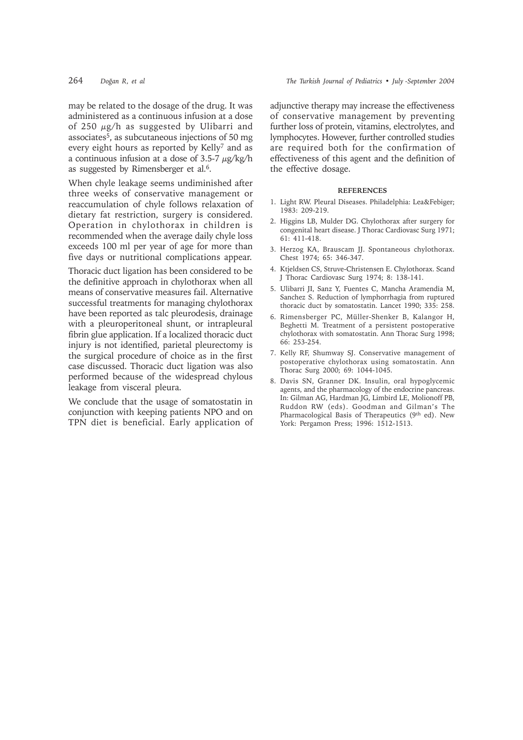may be related to the dosage of the drug. It was administered as a continuous infusion at a dose of 250 $\mu$g/h as suggested by Ulibarri and associates[5], as subcutaneous injections of 50 mg every eight hours as reported by Kelly[7] and as a continuous infusion at a dose of 3.5-7 $\mu$g/kg/h as suggested by Rimensberger et al.[6].

When chyle leakage seems undiminished after three weeks of conservative management or reaccumulation of chyle follows relaxation of dietary fat restriction, surgery is considered. Operation in chylothorax in children is recommended when the average daily chyle loss exceeds 100 ml per year of age for more than five days or nutritional complications appear.

Thoracic duct ligation has been considered to be the definitive approach in chylothorax when all means of conservative measures fail. Alternative successful treatments for managing chylothorax have been reported as talc pleurodesis, drainage with a pleuroperitoneal shunt, or intrapleural fibrin glue application. If a localized thoracic duct injury is not identified, parietal pleurectomy is the surgical procedure of choice as in the first case discussed. Thoracic duct ligation was also performed because of the widespread chylous leakage from visceral pleura.

We conclude that the usage of somatostatin in conjunction with keeping patients NPO and on TPN diet is beneficial. Early application of adjunctive therapy may increase the effectiveness of conservative management by preventing further loss of protein, vitamins, electrolytes, and lymphocytes. However, further controlled studies are required both for the confirmation of effectiveness of this agent and the definition of the effective dosage.

## REFERENCES

1. Light RW. Pleural Diseases. Philadelphia: Lea&Febiger; 1983: 209-219.
2. Higgins LB, Mulder DG. Chylothorax after surgery for congenital heart disease. J Thorac Cardiovasc Surg 1971; 61: 411-418.
3. Herzog KA, Brauscam JJ. Spontaneous chylothorax. Chest 1974; 65: 346-347.
4. Ktjeldsen CS, Struve-Christensen E. Chylothorax. Scand J Thorac Cardiovasc Surg 1974; 8: 138-141.
5. Ulibarri JI, Sanz Y, Fuentes C, Mancha Aramendia M, Sanchez S. Reduction of lymphorrhagia from ruptured thoracic duct by somatostatin. Lancet 1990; 335: 258.
6. Rimensberger PC, Müller-Shenker B, Kalangor H, Beghetti M. Treatment of a persistent postoperative chylothorax with somatostatin. Ann Thorac Surg 1998; 66: 253-254.
7. Kelly RF, Shumway SJ. Conservative management of postoperative chylothorax using somatostatin. Ann Thorac Surg 2000; 69: 1044-1045.
8. Davis SN, Granner DK. Insulin, oral hypoglycemic agents, and the pharmacology of the endocrine pancreas. In: Gilman AG, Hardman JG, Limbird LE, Molionoff PB, Ruddon RW (eds). Goodman and Gilman's The Pharmacological Basis of Therapeutics (9th ed). New York: Pergamon Press; 1996: 1512-1513.